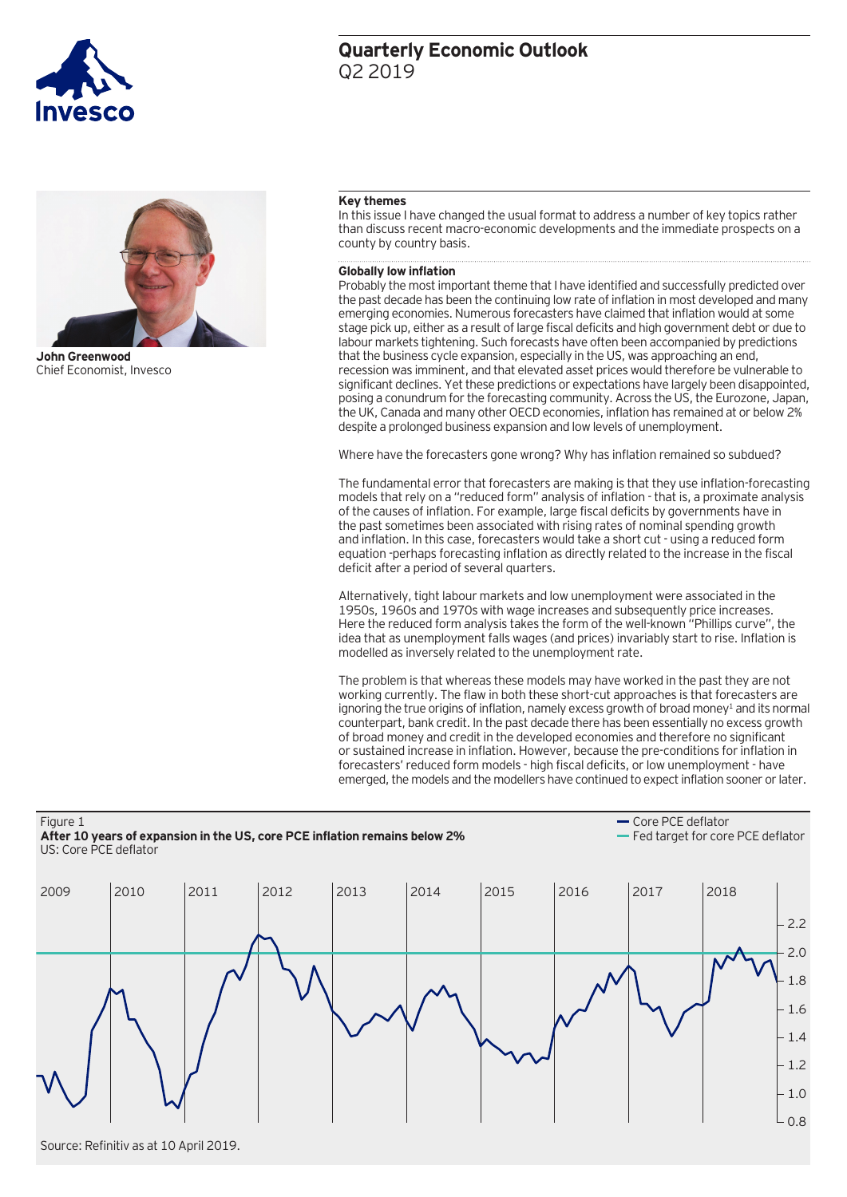# Quarterly Economic Outlook

Q2 2019

**John Greenwood**
Chief Economist, Invesco

## Key themes

In this issue I have changed the usual format to address a number of key topics rather than discuss recent macro-economic developments and the immediate prospects on a county by country basis.

### Globally low inflation

Probably the most important theme that I have identified and successfully predicted over the past decade has been the continuing low rate of inflation in most developed and many emerging economies. Numerous forecasters have claimed that inflation would at some stage pick up, either as a result of large fiscal deficits and high government debt or due to labour markets tightening. Such forecasts have often been accompanied by predictions that the business cycle expansion, especially in the US, was approaching an end, recession was imminent, and that elevated asset prices would therefore be vulnerable to significant declines. Yet these predictions or expectations have largely been disappointed, posing a conundrum for the forecasting community. Across the US, the Eurozone, Japan, the UK, Canada and many other OECD economies, inflation has remained at or below 2% despite a prolonged business expansion and low levels of unemployment.

Where have the forecasters gone wrong? Why has inflation remained so subdued?

The fundamental error that forecasters are making is that they use inflation-forecasting models that rely on a "reduced form" analysis of inflation - that is, a proximate analysis of the causes of inflation. For example, large fiscal deficits by governments have in the past sometimes been associated with rising rates of nominal spending growth and inflation. In this case, forecasters would take a short cut - using a reduced form equation -perhaps forecasting inflation as directly related to the increase in the fiscal deficit after a period of several quarters.

Alternatively, tight labour markets and low unemployment were associated in the 1950s, 1960s and 1970s with wage increases and subsequently price increases. Here the reduced form analysis takes the form of the well-known "Phillips curve", the idea that as unemployment falls wages (and prices) invariably start to rise. Inflation is modelled as inversely related to the unemployment rate.

The problem is that whereas these models may have worked in the past they are not working currently. The flaw in both these short-cut approaches is that forecasters are ignoring the true origins of inflation, namely excess growth of broad money[1] and its normal counterpart, bank credit. In the past decade there has been essentially no excess growth of broad money and credit in the developed economies and therefore no significant or sustained increase in inflation. However, because the pre-conditions for inflation in forecasters' reduced form models - high fiscal deficits, or low unemployment - have emerged, the models and the modellers have continued to expect inflation sooner or later.

Figure 1
**After 10 years of expansion in the US, core PCE inflation remains below 2%**
US: Core PCE deflator

Legend: Core PCE deflator; Fed target for core PCE deflator

Source: Refinitiv as at 10 April 2019.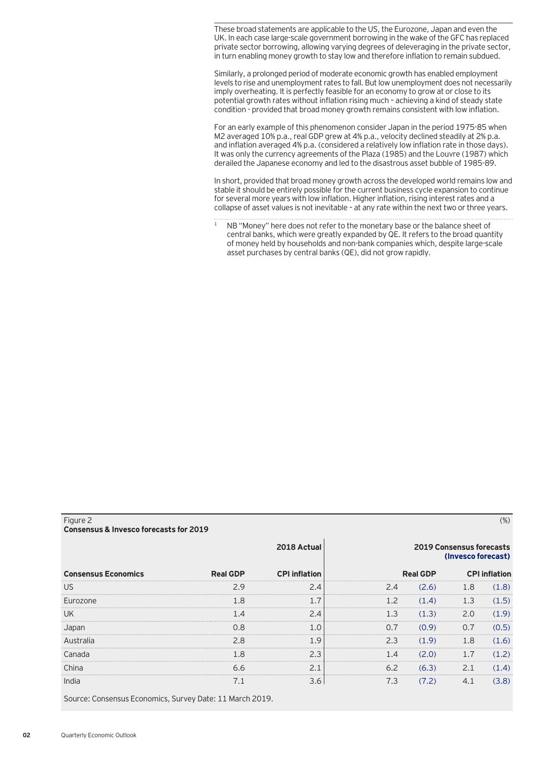These broad statements are applicable to the US, the Eurozone, Japan and even the UK. In each case large-scale government borrowing in the wake of the GFC has replaced private sector borrowing, allowing varying degrees of deleveraging in the private sector, in turn enabling money growth to stay low and therefore inflation to remain subdued.

Similarly, a prolonged period of moderate economic growth has enabled employment levels to rise and unemployment rates to fall. But low unemployment does not necessarily imply overheating. It is perfectly feasible for an economy to grow at or close to its potential growth rates without inflation rising much – achieving a kind of steady state condition - provided that broad money growth remains consistent with low inflation.

For an early example of this phenomenon consider Japan in the period 1975-85 when M2 averaged 10% p.a., real GDP grew at 4% p.a., velocity declined steadily at 2% p.a. and inflation averaged 4% p.a. (considered a relatively low inflation rate in those days). It was only the currency agreements of the Plaza (1985) and the Louvre (1987) which derailed the Japanese economy and led to the disastrous asset bubble of 1985-89.

In short, provided that broad money growth across the developed world remains low and stable it should be entirely possible for the current business cycle expansion to continue for several more years with low inflation. Higher inflation, rising interest rates and a collapse of asset values is not inevitable – at any rate within the next two or three years.

[1] NB "Money" here does not refer to the monetary base or the balance sheet of central banks, which were greatly expanded by QE. It refers to the broad quantity of money held by households and non-bank companies which, despite large-scale asset purchases by central banks (QE), did not grow rapidly.

Figure 2
**Consensus & Invesco forecasts for 2019** (%)

| | 2018 Actual | | 2019 Consensus forecasts (Invesco forecast) | | | |
|---|---|---|---|---|---|---|
| **Consensus Economics** | **Real GDP** | **CPI inflation** | **Real GDP** | | **CPI inflation** | |
| US | 2.9 | 2.4 | 2.4 | (2.6) | 1.8 | (1.8) |
| Eurozone | 1.8 | 1.7 | 1.2 | (1.4) | 1.3 | (1.5) |
| UK | 1.4 | 2.4 | 1.3 | (1.3) | 2.0 | (1.9) |
| Japan | 0.8 | 1.0 | 0.7 | (0.9) | 0.7 | (0.5) |
| Australia | 2.8 | 1.9 | 2.3 | (1.9) | 1.8 | (1.6) |
| Canada | 1.8 | 2.3 | 1.4 | (2.0) | 1.7 | (1.2) |
| China | 6.6 | 2.1 | 6.2 | (6.3) | 2.1 | (1.4) |
| India | 7.1 | 3.6 | 7.3 | (7.2) | 4.1 | (3.8) |

Source: Consensus Economics, Survey Date: 11 March 2019.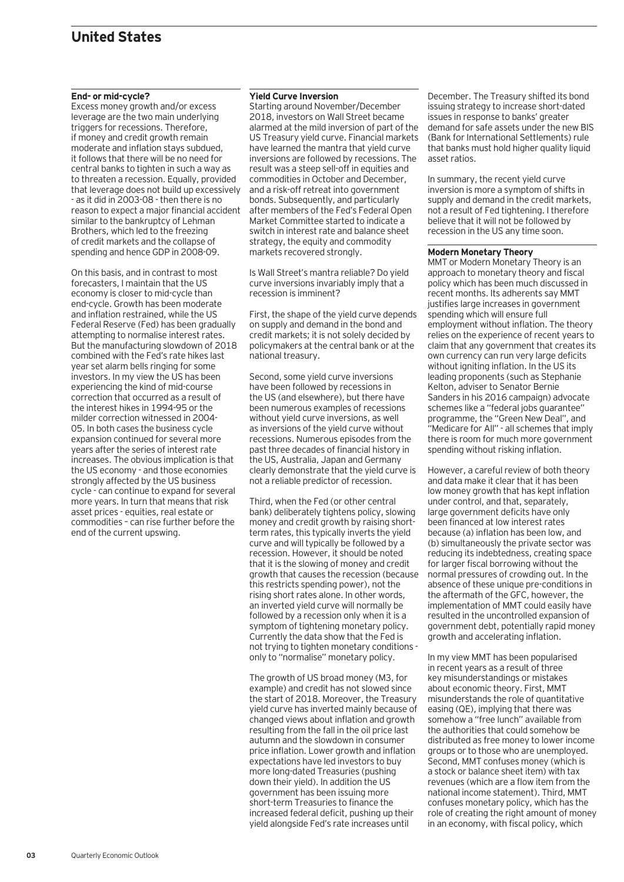# United States

### End- or mid-cycle?

Excess money growth and/or excess leverage are the two main underlying triggers for recessions. Therefore, if money and credit growth remain moderate and inflation stays subdued, it follows that there will be no need for central banks to tighten in such a way as to threaten a recession. Equally, provided that leverage does not build up excessively - as it did in 2003-08 - then there is no reason to expect a major financial accident similar to the bankruptcy of Lehman Brothers, which led to the freezing of credit markets and the collapse of spending and hence GDP in 2008-09.

On this basis, and in contrast to most forecasters, I maintain that the US economy is closer to mid-cycle than end-cycle. Growth has been moderate and inflation restrained, while the US Federal Reserve (Fed) has been gradually attempting to normalise interest rates. But the manufacturing slowdown of 2018 combined with the Fed's rate hikes last year set alarm bells ringing for some investors. In my view the US has been experiencing the kind of mid-course correction that occurred as a result of the interest hikes in 1994-95 or the milder correction witnessed in 2004-05. In both cases the business cycle expansion continued for several more years after the series of interest rate increases. The obvious implication is that the US economy - and those economies strongly affected by the US business cycle - can continue to expand for several more years. In turn that means that risk asset prices - equities, real estate or commodities – can rise further before the end of the current upswing.

### Yield Curve Inversion

Starting around November/December 2018, investors on Wall Street became alarmed at the mild inversion of part of the US Treasury yield curve. Financial markets have learned the mantra that yield curve inversions are followed by recessions. The result was a steep sell-off in equities and commodities in October and December, and a risk-off retreat into government bonds. Subsequently, and particularly after members of the Fed's Federal Open Market Committee started to indicate a switch in interest rate and balance sheet strategy, the equity and commodity markets recovered strongly.

Is Wall Street's mantra reliable? Do yield curve inversions invariably imply that a recession is imminent?

First, the shape of the yield curve depends on supply and demand in the bond and credit markets; it is not solely decided by policymakers at the central bank or at the national treasury.

Second, some yield curve inversions have been followed by recessions in the US (and elsewhere), but there have been numerous examples of recessions without yield curve inversions, as well as inversions of the yield curve without recessions. Numerous episodes from the past three decades of financial history in the US, Australia, Japan and Germany clearly demonstrate that the yield curve is not a reliable predictor of recession.

Third, when the Fed (or other central bank) deliberately tightens policy, slowing money and credit growth by raising short-term rates, this typically inverts the yield curve and will typically be followed by a recession. However, it should be noted that it is the slowing of money and credit growth that causes the recession (because this restricts spending power), not the rising short rates alone. In other words, an inverted yield curve will normally be followed by a recession only when it is a symptom of tightening monetary policy. Currently the data show that the Fed is not trying to tighten monetary conditions - only to "normalise" monetary policy.

The growth of US broad money (M3, for example) and credit has not slowed since the start of 2018. Moreover, the Treasury yield curve has inverted mainly because of changed views about inflation and growth resulting from the fall in the oil price last autumn and the slowdown in consumer price inflation. Lower growth and inflation expectations have led investors to buy more long-dated Treasuries (pushing down their yield). In addition the US government has been issuing more short-term Treasuries to finance the increased federal deficit, pushing up their yield alongside Fed's rate increases until December. The Treasury shifted its bond issuing strategy to increase short-dated issues in response to banks' greater demand for safe assets under the new BIS (Bank for International Settlements) rule that banks must hold higher quality liquid asset ratios.

In summary, the recent yield curve inversion is more a symptom of shifts in supply and demand in the credit markets, not a result of Fed tightening. I therefore believe that it will not be followed by recession in the US any time soon.

### Modern Monetary Theory

MMT or Modern Monetary Theory is an approach to monetary theory and fiscal policy which has been much discussed in recent months. Its adherents say MMT justifies large increases in government spending which will ensure full employment without inflation. The theory relies on the experience of recent years to claim that any government that creates its own currency can run very large deficits without igniting inflation. In the US its leading proponents (such as Stephanie Kelton, adviser to Senator Bernie Sanders in his 2016 campaign) advocate schemes like a "federal jobs guarantee" programme, the "Green New Deal", and "Medicare for All" - all schemes that imply there is room for much more government spending without risking inflation.

However, a careful review of both theory and data make it clear that it has been low money growth that has kept inflation under control, and that, separately, large government deficits have only been financed at low interest rates because (a) inflation has been low, and (b) simultaneously the private sector was reducing its indebtedness, creating space for larger fiscal borrowing without the normal pressures of crowding out. In the absence of these unique pre-conditions in the aftermath of the GFC, however, the implementation of MMT could easily have resulted in the uncontrolled expansion of government debt, potentially rapid money growth and accelerating inflation.

In my view MMT has been popularised in recent years as a result of three key misunderstandings or mistakes about economic theory. First, MMT misunderstands the role of quantitative easing (QE), implying that there was somehow a "free lunch" available from the authorities that could somehow be distributed as free money to lower income groups or to those who are unemployed. Second, MMT confuses money (which is a stock or balance sheet item) with tax revenues (which are a flow item from the national income statement). Third, MMT confuses monetary policy, which has the role of creating the right amount of money in an economy, with fiscal policy, which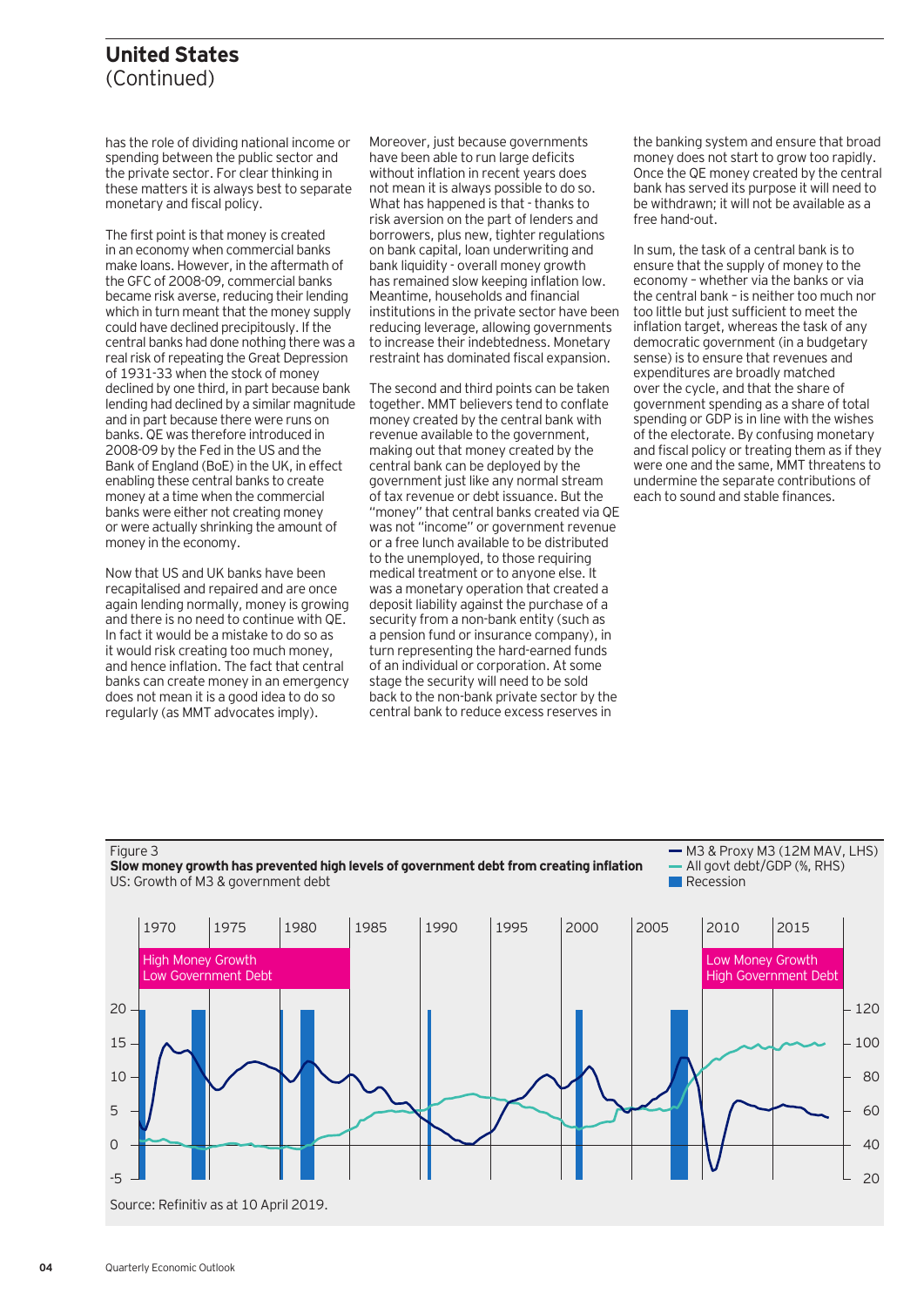## United States
(Continued)

has the role of dividing national income or spending between the public sector and the private sector. For clear thinking in these matters it is always best to separate monetary and fiscal policy.

The first point is that money is created in an economy when commercial banks make loans. However, in the aftermath of the GFC of 2008-09, commercial banks became risk averse, reducing their lending which in turn meant that the money supply could have declined precipitously. If the central banks had done nothing there was a real risk of repeating the Great Depression of 1931-33 when the stock of money declined by one third, in part because bank lending had declined by a similar magnitude and in part because there were runs on banks. QE was therefore introduced in 2008-09 by the Fed in the US and the Bank of England (BoE) in the UK, in effect enabling these central banks to create money at a time when the commercial banks were either not creating money or were actually shrinking the amount of money in the economy.

Now that US and UK banks have been recapitalised and repaired and are once again lending normally, money is growing and there is no need to continue with QE. In fact it would be a mistake to do so as it would risk creating too much money, and hence inflation. The fact that central banks can create money in an emergency does not mean it is a good idea to do so regularly (as MMT advocates imply).

Moreover, just because governments have been able to run large deficits without inflation in recent years does not mean it is always possible to do so. What has happened is that - thanks to risk aversion on the part of lenders and borrowers, plus new, tighter regulations on bank capital, loan underwriting and bank liquidity - overall money growth has remained slow keeping inflation low. Meantime, households and financial institutions in the private sector have been reducing leverage, allowing governments to increase their indebtedness. Monetary restraint has dominated fiscal expansion.

The second and third points can be taken together. MMT believers tend to conflate money created by the central bank with revenue available to the government, making out that money created by the central bank can be deployed by the government just like any normal stream of tax revenue or debt issuance. But the "money" that central banks created via QE was not "income" or government revenue or a free lunch available to be distributed to the unemployed, to those requiring medical treatment or to anyone else. It was a monetary operation that created a deposit liability against the purchase of a security from a non-bank entity (such as a pension fund or insurance company), in turn representing the hard-earned funds of an individual or corporation. At some stage the security will need to be sold back to the non-bank private sector by the central bank to reduce excess reserves in the banking system and ensure that broad money does not start to grow too rapidly. Once the QE money created by the central bank has served its purpose it will need to be withdrawn; it will not be available as a free hand-out.

In sum, the task of a central bank is to ensure that the supply of money to the economy – whether via the banks or via the central bank – is neither too much nor too little but just sufficient to meet the inflation target, whereas the task of any democratic government (in a budgetary sense) is to ensure that revenues and expenditures are broadly matched over the cycle, and that the share of government spending as a share of total spending or GDP is in line with the wishes of the electorate. By confusing monetary and fiscal policy or treating them as if they were one and the same, MMT threatens to undermine the separate contributions of each to sound and stable finances.

Figure 3
**Slow money growth has prevented high levels of government debt from creating inflation**
US: Growth of M3 & government debt

Source: Refinitiv as at 10 April 2019.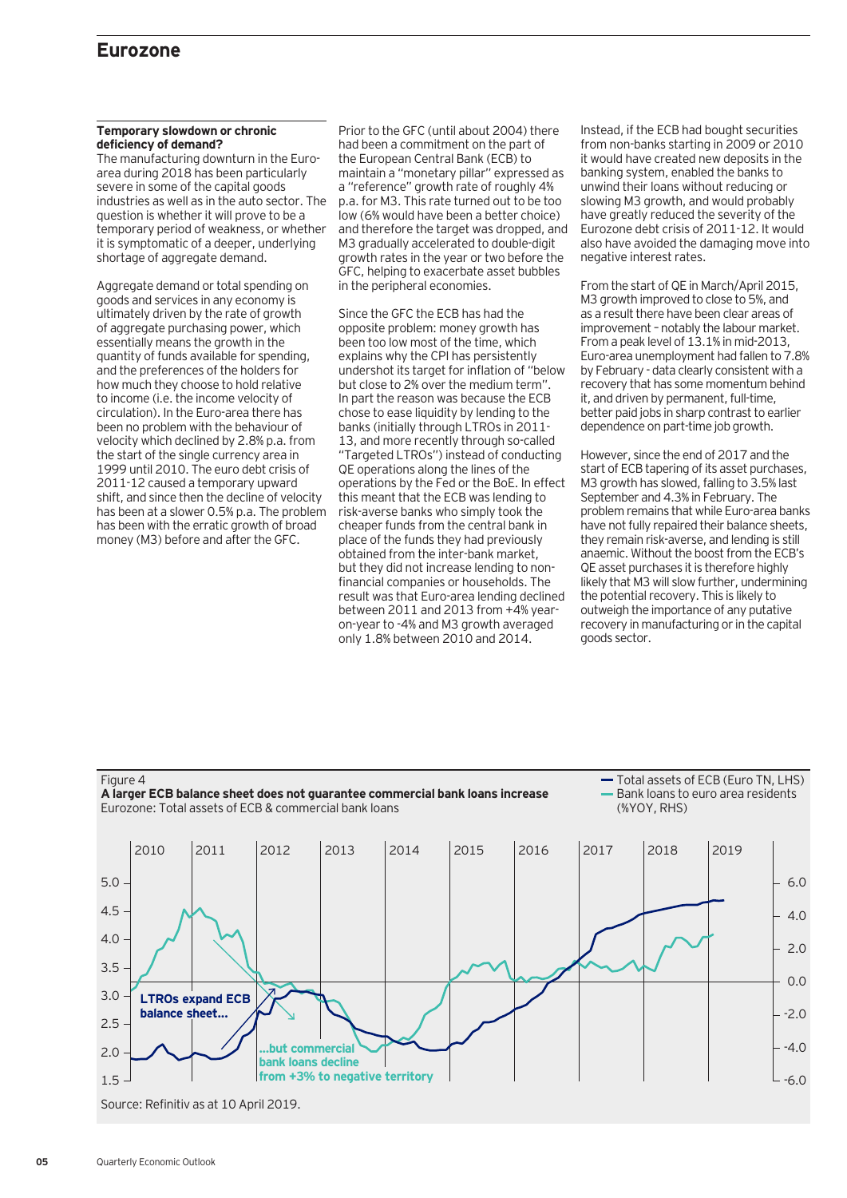## Eurozone

**Temporary slowdown or chronic deficiency of demand?**

The manufacturing downturn in the Euro-area during 2018 has been particularly severe in some of the capital goods industries as well as in the auto sector. The question is whether it will prove to be a temporary period of weakness, or whether it is symptomatic of a deeper, underlying shortage of aggregate demand.

Aggregate demand or total spending on goods and services in any economy is ultimately driven by the rate of growth of aggregate purchasing power, which essentially means the growth in the quantity of funds available for spending, and the preferences of the holders for how much they choose to hold relative to income (i.e. the income velocity of circulation). In the Euro-area there has been no problem with the behaviour of velocity which declined by 2.8% p.a. from the start of the single currency area in 1999 until 2010. The euro debt crisis of 2011-12 caused a temporary upward shift, and since then the decline of velocity has been at a slower 0.5% p.a. The problem has been with the erratic growth of broad money (M3) before and after the GFC.

Prior to the GFC (until about 2004) there had been a commitment on the part of the European Central Bank (ECB) to maintain a "monetary pillar" expressed as a "reference" growth rate of roughly 4% p.a. for M3. This rate turned out to be too low (6% would have been a better choice) and therefore the target was dropped, and M3 gradually accelerated to double-digit growth rates in the year or two before the GFC, helping to exacerbate asset bubbles in the peripheral economies.

Since the GFC the ECB has had the opposite problem: money growth has been too low most of the time, which explains why the CPI has persistently undershot its target for inflation of "below but close to 2% over the medium term". In part the reason was because the ECB chose to ease liquidity by lending to the banks (initially through LTROs in 2011-13, and more recently through so-called "Targeted LTROs") instead of conducting QE operations along the lines of the operations by the Fed or the BoE. In effect this meant that the ECB was lending to risk-averse banks who simply took the cheaper funds from the central bank in place of the funds they had previously obtained from the inter-bank market, but they did not increase lending to non-financial companies or households. The result was that Euro-area lending declined between 2011 and 2013 from +4% year-on-year to -4% and M3 growth averaged only 1.8% between 2010 and 2014.

Instead, if the ECB had bought securities from non-banks starting in 2009 or 2010 it would have created new deposits in the banking system, enabled the banks to unwind their loans without reducing or slowing M3 growth, and would probably have greatly reduced the severity of the Eurozone debt crisis of 2011-12. It would also have avoided the damaging move into negative interest rates.

From the start of QE in March/April 2015, M3 growth improved to close to 5%, and as a result there have been clear areas of improvement – notably the labour market. From a peak level of 13.1% in mid-2013, Euro-area unemployment had fallen to 7.8% by February - data clearly consistent with a recovery that has some momentum behind it, and driven by permanent, full-time, better paid jobs in sharp contrast to earlier dependence on part-time job growth.

However, since the end of 2017 and the start of ECB tapering of its asset purchases, M3 growth has slowed, falling to 3.5% last September and 4.3% in February. The problem remains that while Euro-area banks have not fully repaired their balance sheets, they remain risk-averse, and lending is still anaemic. Without the boost from the ECB's QE asset purchases it is therefore highly likely that M3 will slow further, undermining the potential recovery. This is likely to outweigh the importance of any putative recovery in manufacturing or in the capital goods sector.

Figure 4
**A larger ECB balance sheet does not guarantee commercial bank loans increase**
Eurozone: Total assets of ECB & commercial bank loans

Source: Refinitiv as at 10 April 2019.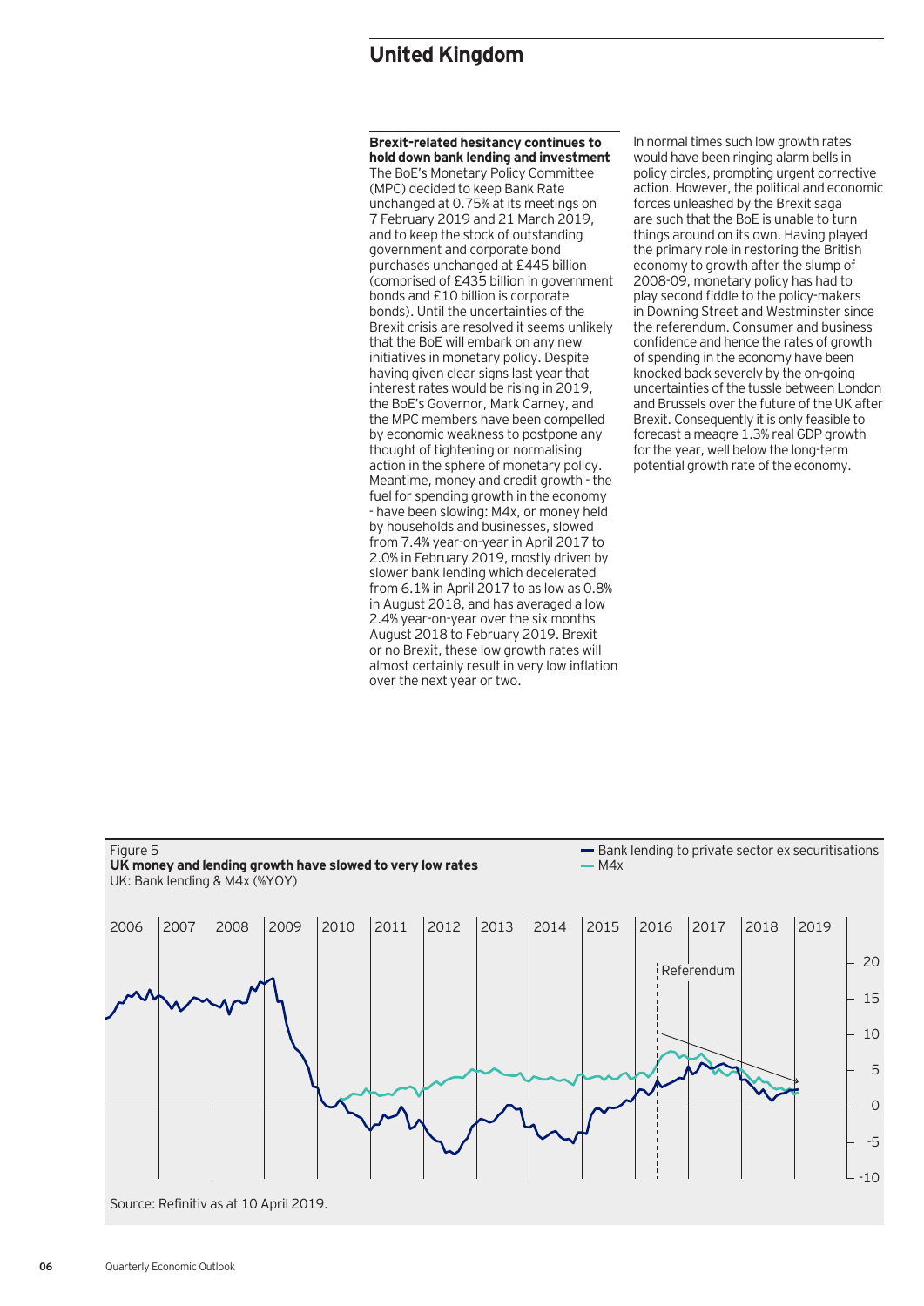## United Kingdom

**Brexit-related hesitancy continues to hold down bank lending and investment**
The BoE's Monetary Policy Committee (MPC) decided to keep Bank Rate unchanged at 0.75% at its meetings on 7 February 2019 and 21 March 2019, and to keep the stock of outstanding government and corporate bond purchases unchanged at £445 billion (comprised of £435 billion in government bonds and £10 billion is corporate bonds). Until the uncertainties of the Brexit crisis are resolved it seems unlikely that the BoE will embark on any new initiatives in monetary policy. Despite having given clear signs last year that interest rates would be rising in 2019, the BoE's Governor, Mark Carney, and the MPC members have been compelled by economic weakness to postpone any thought of tightening or normalising action in the sphere of monetary policy. Meantime, money and credit growth - the fuel for spending growth in the economy - have been slowing: M4x, or money held by households and businesses, slowed from 7.4% year-on-year in April 2017 to 2.0% in February 2019, mostly driven by slower bank lending which decelerated from 6.1% in April 2017 to as low as 0.8% in August 2018, and has averaged a low 2.4% year-on-year over the six months August 2018 to February 2019. Brexit or no Brexit, these low growth rates will almost certainly result in very low inflation over the next year or two.

In normal times such low growth rates would have been ringing alarm bells in policy circles, prompting urgent corrective action. However, the political and economic forces unleashed by the Brexit saga are such that the BoE is unable to turn things around on its own. Having played the primary role in restoring the British economy to growth after the slump of 2008-09, monetary policy has had to play second fiddle to the policy-makers in Downing Street and Westminster since the referendum. Consumer and business confidence and hence the rates of growth of spending in the economy have been knocked back severely by the on-going uncertainties of the tussle between London and Brussels over the future of the UK after Brexit. Consequently it is only feasible to forecast a meagre 1.3% real GDP growth for the year, well below the long-term potential growth rate of the economy.

Figure 5
**UK money and lending growth have slowed to very low rates**
UK: Bank lending & M4x (%YOY)

Source: Refinitiv as at 10 April 2019.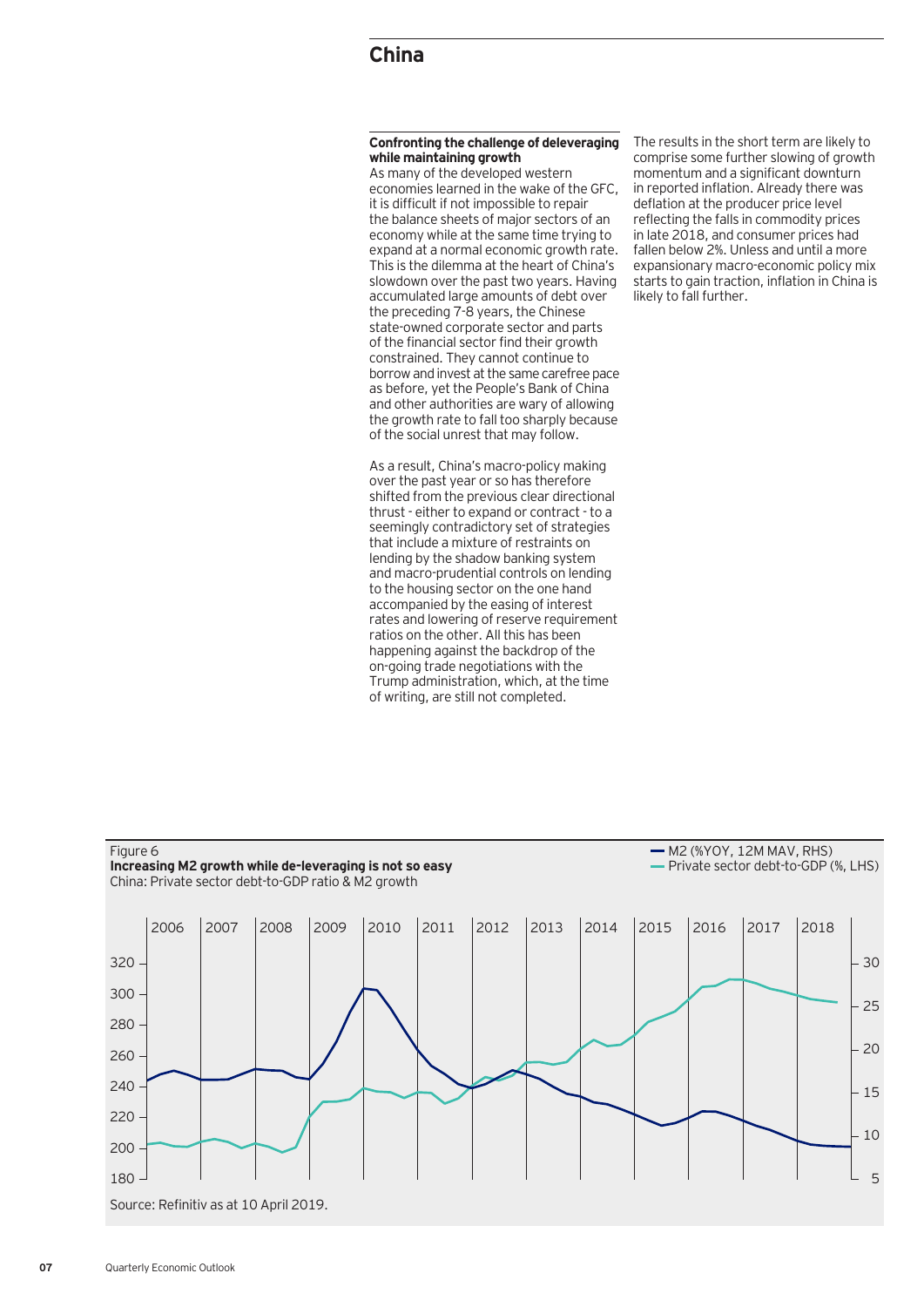## China

### Confronting the challenge of deleveraging while maintaining growth

As many of the developed western economies learned in the wake of the GFC, it is difficult if not impossible to repair the balance sheets of major sectors of an economy while at the same time trying to expand at a normal economic growth rate. This is the dilemma at the heart of China's slowdown over the past two years. Having accumulated large amounts of debt over the preceding 7-8 years, the Chinese state-owned corporate sector and parts of the financial sector find their growth constrained. They cannot continue to borrow and invest at the same carefree pace as before, yet the People's Bank of China and other authorities are wary of allowing the growth rate to fall too sharply because of the social unrest that may follow.

As a result, China's macro-policy making over the past year or so has therefore shifted from the previous clear directional thrust - either to expand or contract - to a seemingly contradictory set of strategies that include a mixture of restraints on lending by the shadow banking system and macro-prudential controls on lending to the housing sector on the one hand accompanied by the easing of interest rates and lowering of reserve requirement ratios on the other. All this has been happening against the backdrop of the on-going trade negotiations with the Trump administration, which, at the time of writing, are still not completed.

The results in the short term are likely to comprise some further slowing of growth momentum and a significant downturn in reported inflation. Already there was deflation at the producer price level reflecting the falls in commodity prices in late 2018, and consumer prices had fallen below 2%. Unless and until a more expansionary macro-economic policy mix starts to gain traction, inflation in China is likely to fall further.

Figure 6
**Increasing M2 growth while de-leveraging is not so easy**
China: Private sector debt-to-GDP ratio & M2 growth

Source: Refinitiv as at 10 April 2019.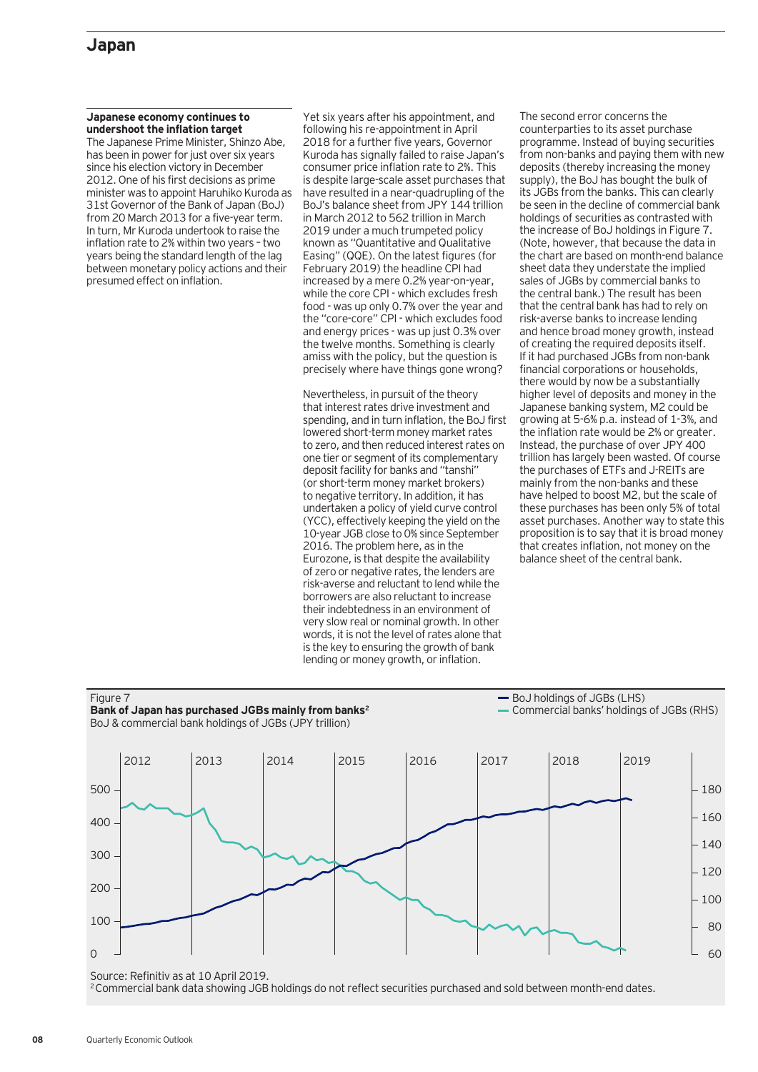# Japan

**Japanese economy continues to undershoot the inflation target**

The Japanese Prime Minister, Shinzo Abe, has been in power for just over six years since his election victory in December 2012. One of his first decisions as prime minister was to appoint Haruhiko Kuroda as 31st Governor of the Bank of Japan (BoJ) from 20 March 2013 for a five-year term. In turn, Mr Kuroda undertook to raise the inflation rate to 2% within two years – two years being the standard length of the lag between monetary policy actions and their presumed effect on inflation.

Yet six years after his appointment, and following his re-appointment in April 2018 for a further five years, Governor Kuroda has signally failed to raise Japan's consumer price inflation rate to 2%. This is despite large-scale asset purchases that have resulted in a near-quadrupling of the BoJ's balance sheet from JPY 144 trillion in March 2012 to 562 trillion in March 2019 under a much trumpeted policy known as "Quantitative and Qualitative Easing" (QQE). On the latest figures (for February 2019) the headline CPI had increased by a mere 0.2% year-on-year, while the core CPI - which excludes fresh food - was up only 0.7% over the year and the "core-core" CPI - which excludes food and energy prices - was up just 0.3% over the twelve months. Something is clearly amiss with the policy, but the question is precisely where have things gone wrong?

Nevertheless, in pursuit of the theory that interest rates drive investment and spending, and in turn inflation, the BoJ first lowered short-term money market rates to zero, and then reduced interest rates on one tier or segment of its complementary deposit facility for banks and "tanshi" (or short-term money market brokers) to negative territory. In addition, it has undertaken a policy of yield curve control (YCC), effectively keeping the yield on the 10-year JGB close to 0% since September 2016. The problem here, as in the Eurozone, is that despite the availability of zero or negative rates, the lenders are risk-averse and reluctant to lend while the borrowers are also reluctant to increase their indebtedness in an environment of very slow real or nominal growth. In other words, it is not the level of rates alone that is the key to ensuring the growth of bank lending or money growth, or inflation.

The second error concerns the counterparties to its asset purchase programme. Instead of buying securities from non-banks and paying them with new deposits (thereby increasing the money supply), the BoJ has bought the bulk of its JGBs from the banks. This can clearly be seen in the decline of commercial bank holdings of securities as contrasted with the increase of BoJ holdings in Figure 7. (Note, however, that because the data in the chart are based on month-end balance sheet data they understate the implied sales of JGBs by commercial banks to the central bank.) The result has been that the central bank has had to rely on risk-averse banks to increase lending and hence broad money growth, instead of creating the required deposits itself. If it had purchased JGBs from non-bank financial corporations or households, there would by now be a substantially higher level of deposits and money in the Japanese banking system, M2 could be growing at 5-6% p.a. instead of 1-3%, and the inflation rate would be 2% or greater. Instead, the purchase of over JPY 400 trillion has largely been wasted. Of course the purchases of ETFs and J-REITs are mainly from the non-banks and these have helped to boost M2, but the scale of these purchases has been only 5% of total asset purchases. Another way to state this proposition is to say that it is broad money that creates inflation, not money on the balance sheet of the central bank.

Figure 7

**Bank of Japan has purchased JGBs mainly from banks**[2]

BoJ & commercial bank holdings of JGBs (JPY trillion)

Source: Refinitiv as at 10 April 2019.

[2] Commercial bank data showing JGB holdings do not reflect securities purchased and sold between month-end dates.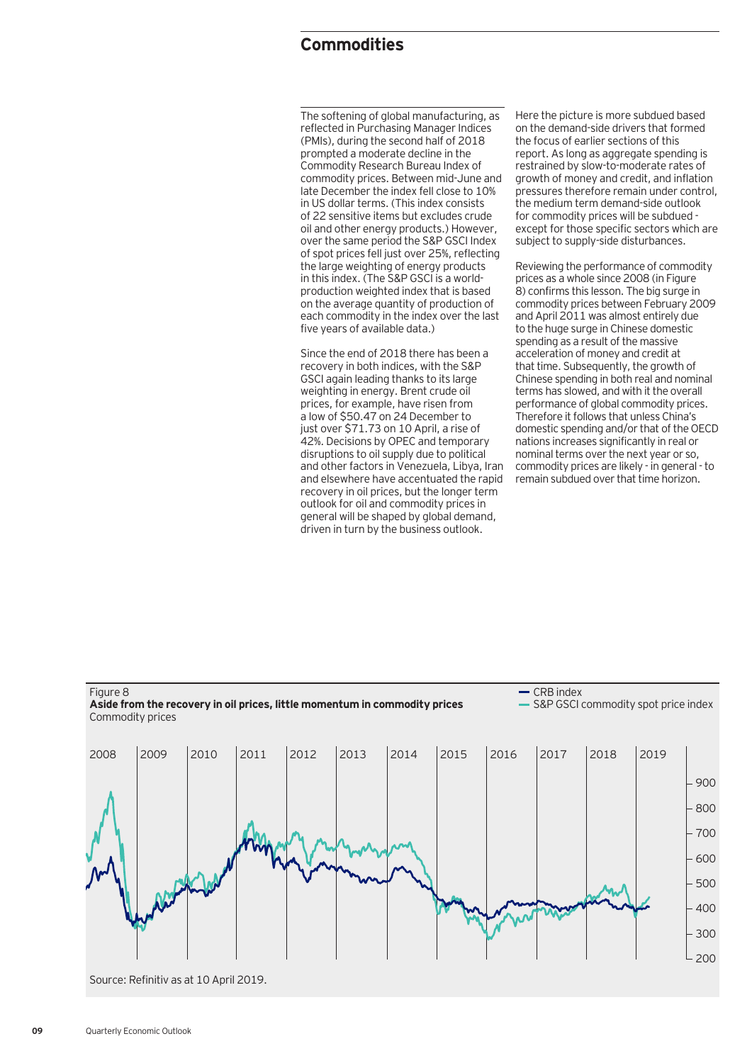# Commodities

The softening of global manufacturing, as reflected in Purchasing Manager Indices (PMIs), during the second half of 2018 prompted a moderate decline in the Commodity Research Bureau Index of commodity prices. Between mid-June and late December the index fell close to 10% in US dollar terms. (This index consists of 22 sensitive items but excludes crude oil and other energy products.) However, over the same period the S&P GSCI Index of spot prices fell just over 25%, reflecting the large weighting of energy products in this index. (The S&P GSCI is a world-production weighted index that is based on the average quantity of production of each commodity in the index over the last five years of available data.)

Since the end of 2018 there has been a recovery in both indices, with the S&P GSCI again leading thanks to its large weighting in energy. Brent crude oil prices, for example, have risen from a low of $50.47 on 24 December to just over $71.73 on 10 April, a rise of 42%. Decisions by OPEC and temporary disruptions to oil supply due to political and other factors in Venezuela, Libya, Iran and elsewhere have accentuated the rapid recovery in oil prices, but the longer term outlook for oil and commodity prices in general will be shaped by global demand, driven in turn by the business outlook.

Here the picture is more subdued based on the demand-side drivers that formed the focus of earlier sections of this report. As long as aggregate spending is restrained by slow-to-moderate rates of growth of money and credit, and inflation pressures therefore remain under control, the medium term demand-side outlook for commodity prices will be subdued - except for those specific sectors which are subject to supply-side disturbances.

Reviewing the performance of commodity prices as a whole since 2008 (in Figure 8) confirms this lesson. The big surge in commodity prices between February 2009 and April 2011 was almost entirely due to the huge surge in Chinese domestic spending as a result of the massive acceleration of money and credit at that time. Subsequently, the growth of Chinese spending in both real and nominal terms has slowed, and with it the overall performance of global commodity prices. Therefore it follows that unless China's domestic spending and/or that of the OECD nations increases significantly in real or nominal terms over the next year or so, commodity prices are likely - in general - to remain subdued over that time horizon.

Figure 8
**Aside from the recovery in oil prices, little momentum in commodity prices**
Commodity prices

Source: Refinitiv as at 10 April 2019.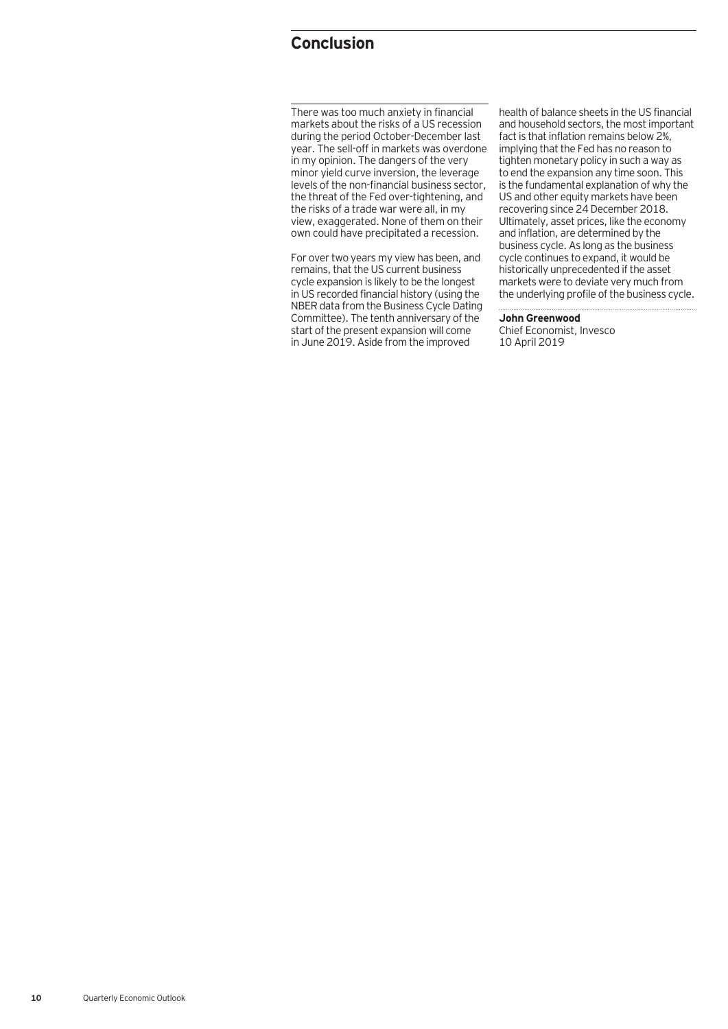## Conclusion

There was too much anxiety in financial markets about the risks of a US recession during the period October-December last year. The sell-off in markets was overdone in my opinion. The dangers of the very minor yield curve inversion, the leverage levels of the non-financial business sector, the threat of the Fed over-tightening, and the risks of a trade war were all, in my view, exaggerated. None of them on their own could have precipitated a recession.

For over two years my view has been, and remains, that the US current business cycle expansion is likely to be the longest in US recorded financial history (using the NBER data from the Business Cycle Dating Committee). The tenth anniversary of the start of the present expansion will come in June 2019. Aside from the improved health of balance sheets in the US financial and household sectors, the most important fact is that inflation remains below 2%, implying that the Fed has no reason to tighten monetary policy in such a way as to end the expansion any time soon. This is the fundamental explanation of why the US and other equity markets have been recovering since 24 December 2018. Ultimately, asset prices, like the economy and inflation, are determined by the business cycle. As long as the business cycle continues to expand, it would be historically unprecedented if the asset markets were to deviate very much from the underlying profile of the business cycle.

**John Greenwood**
Chief Economist, Invesco
10 April 2019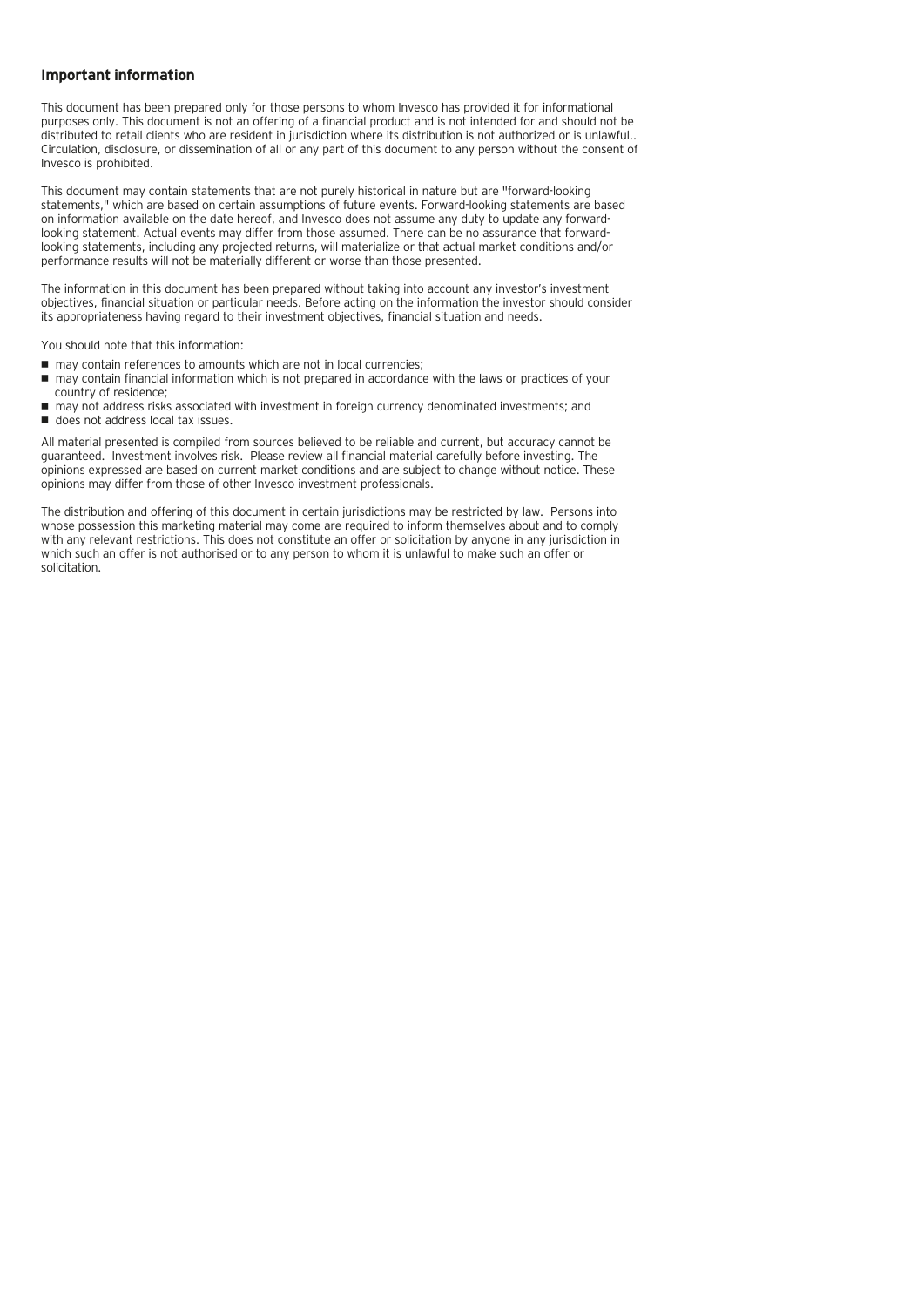## Important information

This document has been prepared only for those persons to whom Invesco has provided it for informational purposes only. This document is not an offering of a financial product and is not intended for and should not be distributed to retail clients who are resident in jurisdiction where its distribution is not authorized or is unlawful.. Circulation, disclosure, or dissemination of all or any part of this document to any person without the consent of Invesco is prohibited.

This document may contain statements that are not purely historical in nature but are "forward-looking statements," which are based on certain assumptions of future events. Forward-looking statements are based on information available on the date hereof, and Invesco does not assume any duty to update any forward-looking statement. Actual events may differ from those assumed. There can be no assurance that forward-looking statements, including any projected returns, will materialize or that actual market conditions and/or performance results will not be materially different or worse than those presented.

The information in this document has been prepared without taking into account any investor's investment objectives, financial situation or particular needs. Before acting on the information the investor should consider its appropriateness having regard to their investment objectives, financial situation and needs.

You should note that this information:

- may contain references to amounts which are not in local currencies;
- may contain financial information which is not prepared in accordance with the laws or practices of your country of residence;
- may not address risks associated with investment in foreign currency denominated investments; and
- does not address local tax issues.

All material presented is compiled from sources believed to be reliable and current, but accuracy cannot be guaranteed. Investment involves risk. Please review all financial material carefully before investing. The opinions expressed are based on current market conditions and are subject to change without notice. These opinions may differ from those of other Invesco investment professionals.

The distribution and offering of this document in certain jurisdictions may be restricted by law. Persons into whose possession this marketing material may come are required to inform themselves about and to comply with any relevant restrictions. This does not constitute an offer or solicitation by anyone in any jurisdiction in which such an offer is not authorised or to any person to whom it is unlawful to make such an offer or solicitation.